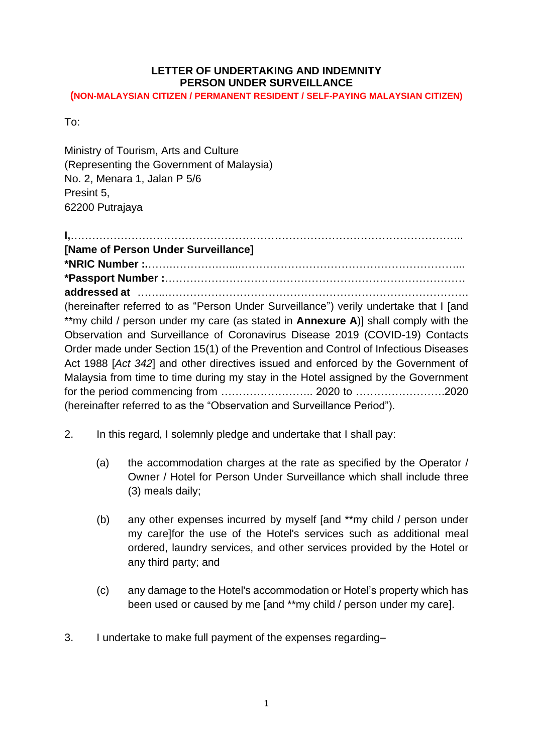**LETTER OF UNDERTAKING AND INDEMNITY**
**PERSON UNDER SURVEILLANCE**
**(NON-MALAYSIAN CITIZEN / PERMANENT RESIDENT / SELF-PAYING MALAYSIAN CITIZEN)**

To:

Ministry of Tourism, Arts and Culture
(Representing the Government of Malaysia)
No. 2, Menara 1, Jalan P 5/6
Presint 5,
62200 Putrajaya

**I,**………………………………………………………………………………………………..
**[Name of Person Under Surveillance]**
***NRIC Number :**.……….…………….....………………………………………………………...
***Passport Number :**……………………………………………………………………….
**addressed at** ……..……………………………………………………………………………….
(hereinafter referred to as "Person Under Surveillance") verily undertake that I [and **my child / person under my care (as stated in **Annexure A**)] shall comply with the Observation and Surveillance of Coronavirus Disease 2019 (COVID-19) Contacts Order made under Section 15(1) of the Prevention and Control of Infectious Diseases Act 1988 [*Act 342*] and other directives issued and enforced by the Government of Malaysia from time to time during my stay in the Hotel assigned by the Government for the period commencing from …………………….. 2020 to …………………….2020 (hereinafter referred to as the "Observation and Surveillance Period").

2. In this regard, I solemnly pledge and undertake that I shall pay:

   (a) the accommodation charges at the rate as specified by the Operator / Owner / Hotel for Person Under Surveillance which shall include three (3) meals daily;

   (b) any other expenses incurred by myself [and **my child / person under my care]for the use of the Hotel's services such as additional meal ordered, laundry services, and other services provided by the Hotel or any third party; and

   (c) any damage to the Hotel's accommodation or Hotel's property which has been used or caused by me [and **my child / person under my care].

3. I undertake to make full payment of the expenses regarding–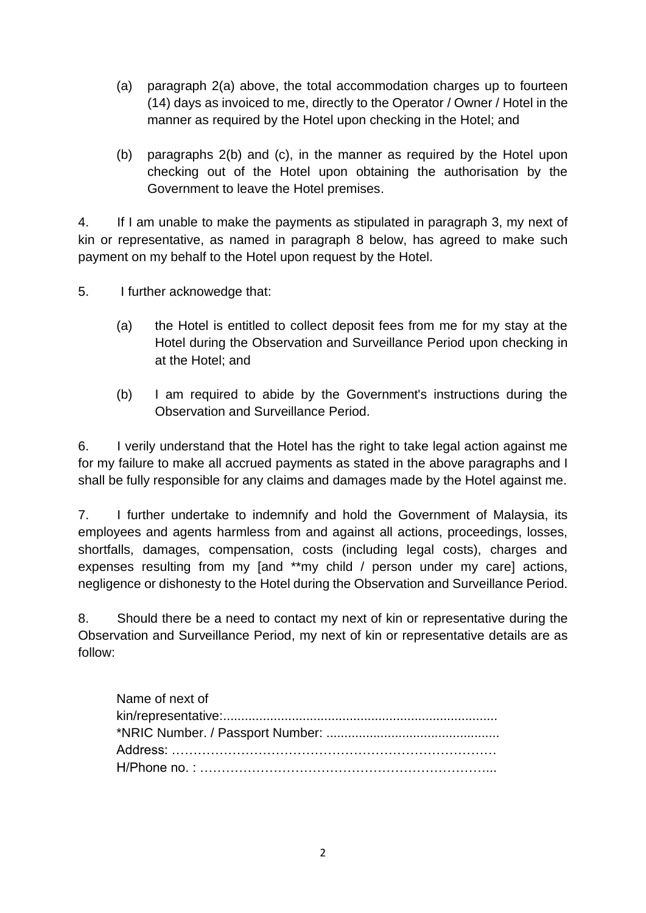(a) paragraph 2(a) above, the total accommodation charges up to fourteen (14) days as invoiced to me, directly to the Operator / Owner / Hotel in the manner as required by the Hotel upon checking in the Hotel; and

(b) paragraphs 2(b) and (c), in the manner as required by the Hotel upon checking out of the Hotel upon obtaining the authorisation by the Government to leave the Hotel premises.

4. If I am unable to make the payments as stipulated in paragraph 3, my next of kin or representative, as named in paragraph 8 below, has agreed to make such payment on my behalf to the Hotel upon request by the Hotel.

5. I further acknowedge that:

(a) the Hotel is entitled to collect deposit fees from me for my stay at the Hotel during the Observation and Surveillance Period upon checking in at the Hotel; and

(b) I am required to abide by the Government's instructions during the Observation and Surveillance Period.

6. I verily understand that the Hotel has the right to take legal action against me for my failure to make all accrued payments as stated in the above paragraphs and I shall be fully responsible for any claims and damages made by the Hotel against me.

7. I further undertake to indemnify and hold the Government of Malaysia, its employees and agents harmless from and against all actions, proceedings, losses, shortfalls, damages, compensation, costs (including legal costs), charges and expenses resulting from my [and **my child / person under my care] actions, negligence or dishonesty to the Hotel during the Observation and Surveillance Period.

8. Should there be a need to contact my next of kin or representative during the Observation and Surveillance Period, my next of kin or representative details are as follow:

Name of next of kin/representative:............................................................................
*NRIC Number. / Passport Number: ................................................
Address: ………………………………………………………………
H/Phone no. : …………………………………………………………...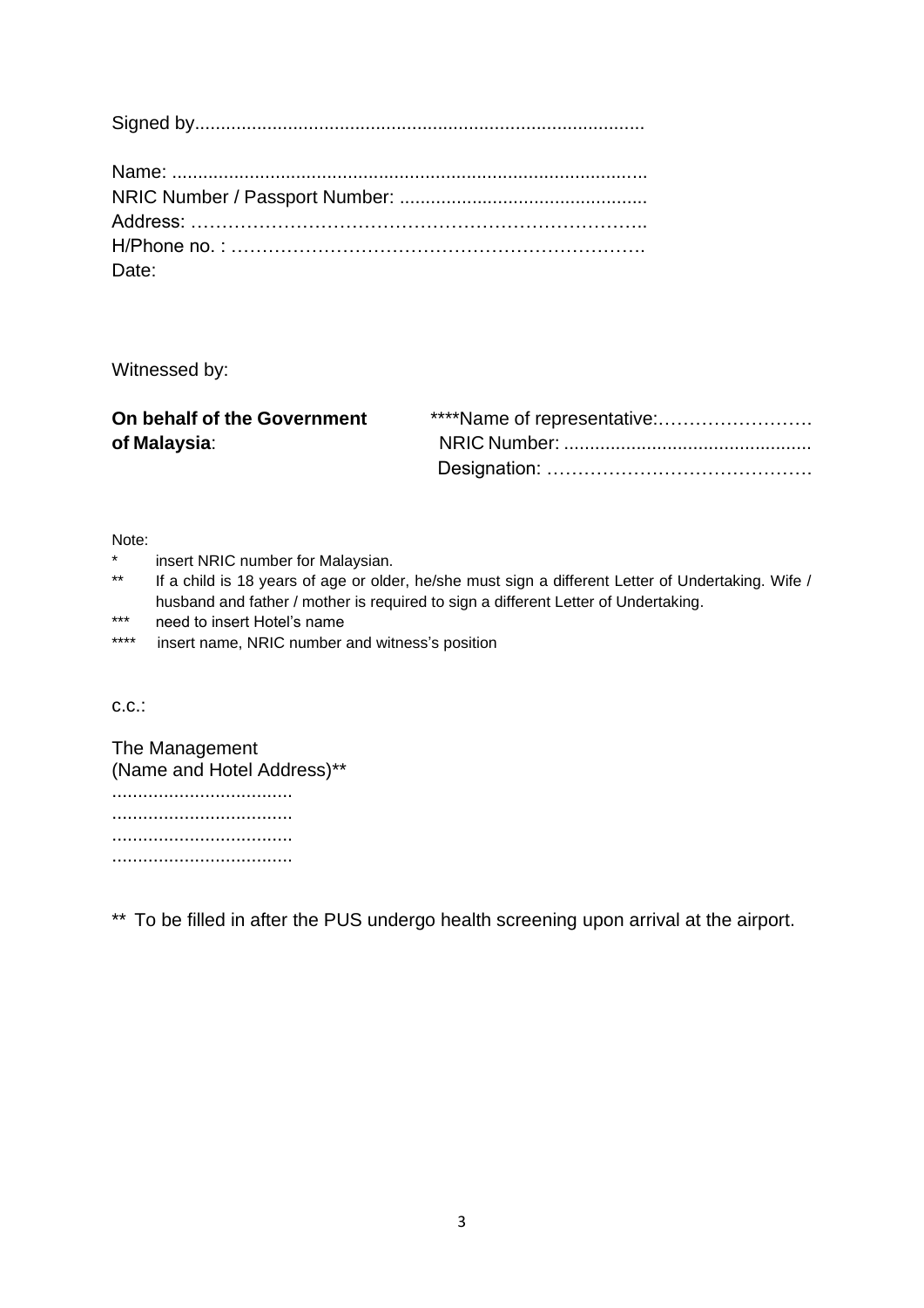Signed by......................................................................................

Name: ..........................................................................................
NRIC Number / Passport Number: ...............................................
Address: ………………………………………………………………..
H/Phone no. : ………………………………………………………….
Date:

Witnessed by:

**On behalf of the Government of Malaysia**:

****Name of representative:…………………….
NRIC Number: ..............................................
Designation: ……………………………………

Note:

- \* insert NRIC number for Malaysian.
- \*\* If a child is 18 years of age or older, he/she must sign a different Letter of Undertaking. Wife / husband and father / mother is required to sign a different Letter of Undertaking.
- \*\*\* need to insert Hotel's name
- \*\*\*\* insert name, NRIC number and witness's position

c.c.:

The Management
(Name and Hotel Address)**
..................................
..................................
..................................
..................................

** To be filled in after the PUS undergo health screening upon arrival at the airport.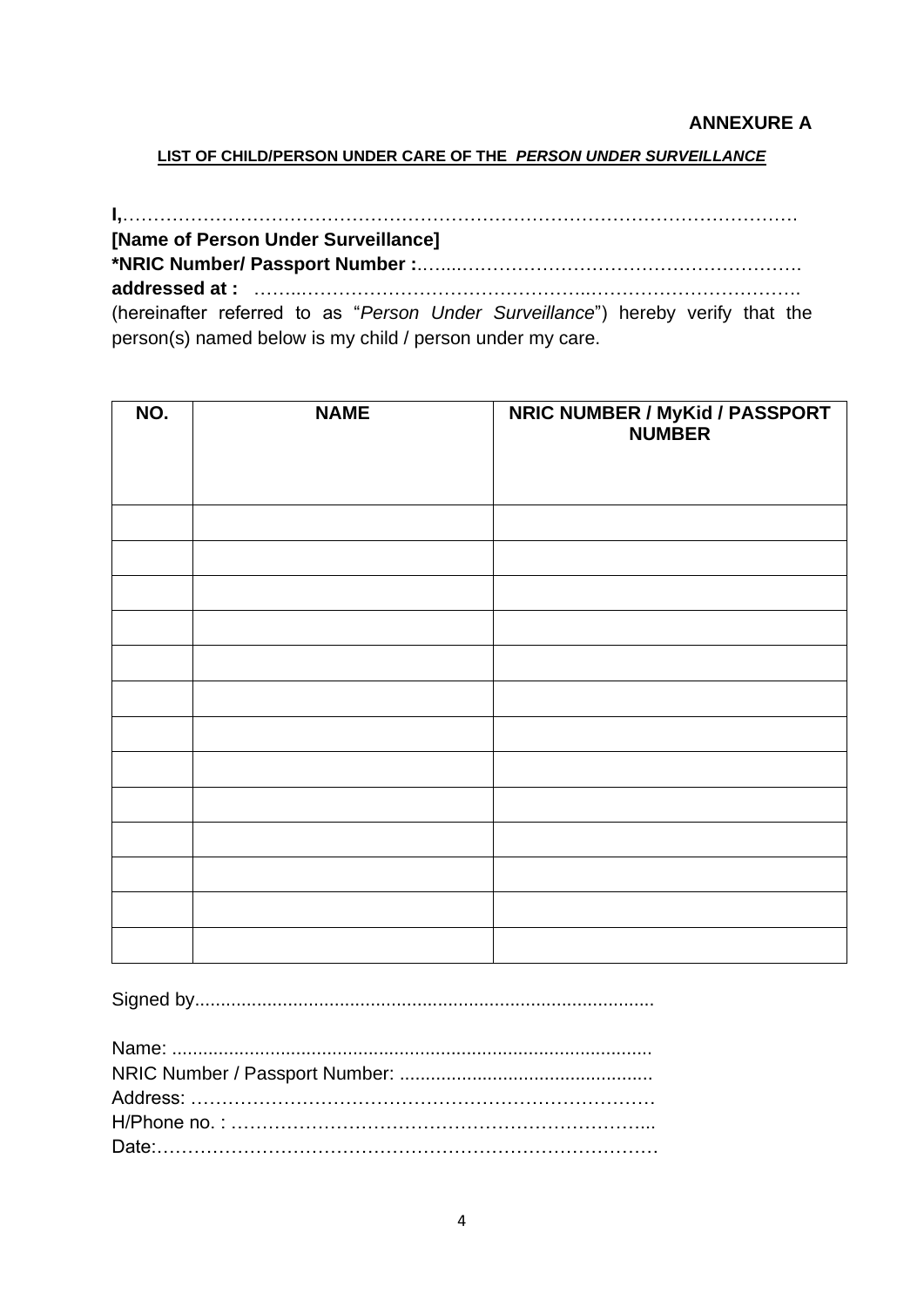**ANNEXURE A**

**LIST OF CHILD/PERSON UNDER CARE OF THE *PERSON UNDER SURVEILLANCE***

**I,**……………………………………………………………………………………………

**[Name of Person Under Surveillance]**

**\*NRIC Number/ Passport Number :**……...……………………………………………….

**addressed at :** ……...……………………………………..…………………………….

(hereinafter referred to as "*Person Under Surveillance*") hereby verify that the person(s) named below is my child / person under my care.

| NO. | NAME | NRIC NUMBER / MyKid / PASSPORT NUMBER |
|---|---|---|
| | | |
| | | |
| | | |
| | | |
| | | |
| | | |
| | | |
| | | |
| | | |
| | | |
| | | |
| | | |
| | | |

Signed by........................................................................................

Name: ............................................................................................

NRIC Number / Passport Number: .................................................

Address: …………………………………………………………………

H/Phone no. : …………………………………………………………...

Date:…………………………………………………………………….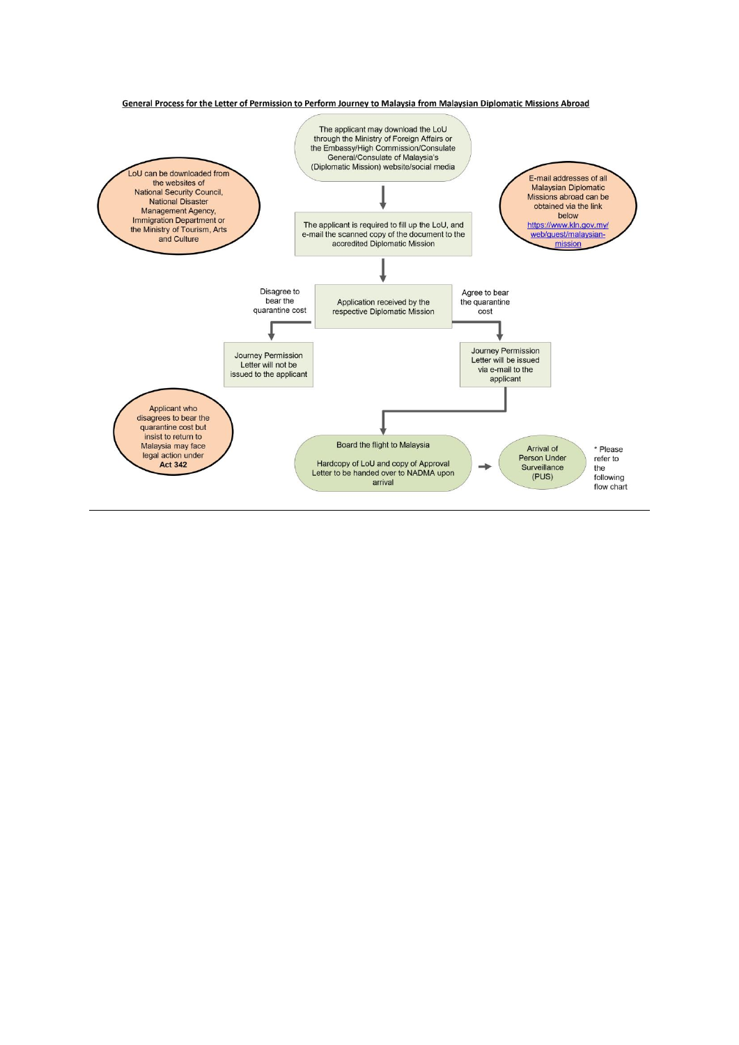**General Process for the Letter of Permission to Perform Journey to Malaysia from Malaysian Diplomatic Missions Abroad**

The applicant may download the LoU through the Ministry of Foreign Affairs or the Embassy/High Commission/Consulate General/Consulate of Malaysia's (Diplomatic Mission) website/social media

LoU can be downloaded from the websites of National Security Council, National Disaster Management Agency, Immigration Department or the Ministry of Tourism, Arts and Culture

E-mail addresses of all Malaysian Diplomatic Missions abroad can be obtained via the link below [https://www.kln.gov.my/web/guest/malaysian-mission](https://www.kln.gov.my/web/guest/malaysian-mission)

The applicant is required to fill up the LoU, and e-mail the scanned copy of the document to the accredited Diplomatic Mission

Application received by the respective Diplomatic Mission

Disagree to bear the quarantine cost → Journey Permission Letter will not be issued to the applicant

Agree to bear the quarantine cost → Journey Permission Letter will be issued via e-mail to the applicant

Applicant who disagrees to bear the quarantine cost but insist to return to Malaysia may face legal action under **Act 342**

Board the flight to Malaysia

Hardcopy of LoU and copy of Approval Letter to be handed over to NADMA upon arrival

→ Arrival of Person Under Surveillance (PUS)

\* Please refer to the following flow chart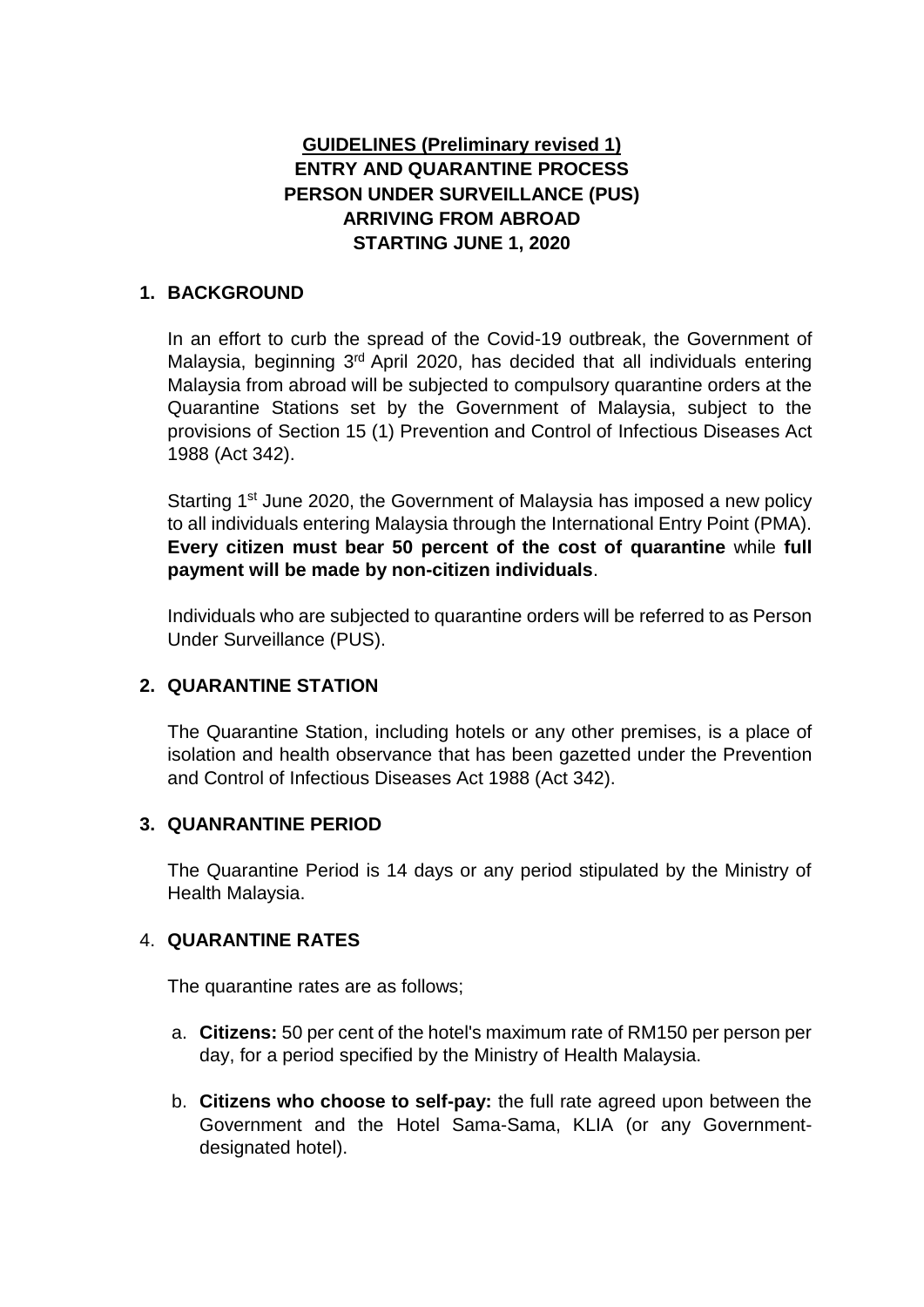**GUIDELINES (Preliminary revised 1)**
**ENTRY AND QUARANTINE PROCESS**
**PERSON UNDER SURVEILLANCE (PUS)**
**ARRIVING FROM ABROAD**
**STARTING JUNE 1, 2020**

## 1. BACKGROUND

In an effort to curb the spread of the Covid-19 outbreak, the Government of Malaysia, beginning 3rd April 2020, has decided that all individuals entering Malaysia from abroad will be subjected to compulsory quarantine orders at the Quarantine Stations set by the Government of Malaysia, subject to the provisions of Section 15 (1) Prevention and Control of Infectious Diseases Act 1988 (Act 342).

Starting 1st June 2020, the Government of Malaysia has imposed a new policy to all individuals entering Malaysia through the International Entry Point (PMA). **Every citizen must bear 50 percent of the cost of quarantine** while **full payment will be made by non-citizen individuals**.

Individuals who are subjected to quarantine orders will be referred to as Person Under Surveillance (PUS).

## 2. QUARANTINE STATION

The Quarantine Station, including hotels or any other premises, is a place of isolation and health observance that has been gazetted under the Prevention and Control of Infectious Diseases Act 1988 (Act 342).

## 3. QUANRANTINE PERIOD

The Quarantine Period is 14 days or any period stipulated by the Ministry of Health Malaysia.

## 4. QUARANTINE RATES

The quarantine rates are as follows;

a. **Citizens:** 50 per cent of the hotel's maximum rate of RM150 per person per day, for a period specified by the Ministry of Health Malaysia.

b. **Citizens who choose to self-pay:** the full rate agreed upon between the Government and the Hotel Sama-Sama, KLIA (or any Government-designated hotel).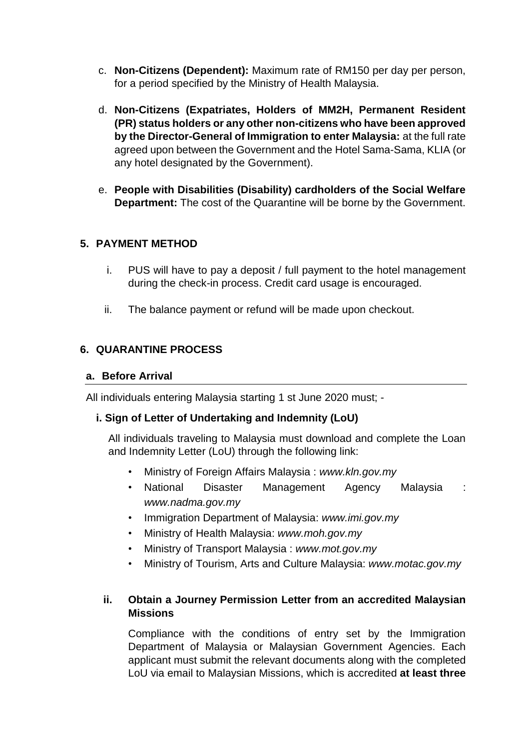c. **Non-Citizens (Dependent):** Maximum rate of RM150 per day per person, for a period specified by the Ministry of Health Malaysia.

d. **Non-Citizens (Expatriates, Holders of MM2H, Permanent Resident (PR) status holders or any other non-citizens who have been approved by the Director-General of Immigration to enter Malaysia:** at the full rate agreed upon between the Government and the Hotel Sama-Sama, KLIA (or any hotel designated by the Government).

e. **People with Disabilities (Disability) cardholders of the Social Welfare Department:** The cost of the Quarantine will be borne by the Government.

## 5. PAYMENT METHOD

i. PUS will have to pay a deposit / full payment to the hotel management during the check-in process. Credit card usage is encouraged.

ii. The balance payment or refund will be made upon checkout.

## 6. QUARANTINE PROCESS

### a. Before Arrival

All individuals entering Malaysia starting 1 st June 2020 must; -

**i. Sign of Letter of Undertaking and Indemnity (LoU)**

All individuals traveling to Malaysia must download and complete the Loan and Indemnity Letter (LoU) through the following link:

- Ministry of Foreign Affairs Malaysia : *www.kln.gov.my*
- National Disaster Management Agency Malaysia : *www.nadma.gov.my*
- Immigration Department of Malaysia: *www.imi.gov.my*
- Ministry of Health Malaysia: *www.moh.gov.my*
- Ministry of Transport Malaysia : *www.mot.gov.my*
- Ministry of Tourism, Arts and Culture Malaysia: *www.motac.gov.my*

**ii. Obtain a Journey Permission Letter from an accredited Malaysian Missions**

Compliance with the conditions of entry set by the Immigration Department of Malaysia or Malaysian Government Agencies. Each applicant must submit the relevant documents along with the completed LoU via email to Malaysian Missions, which is accredited **at least three**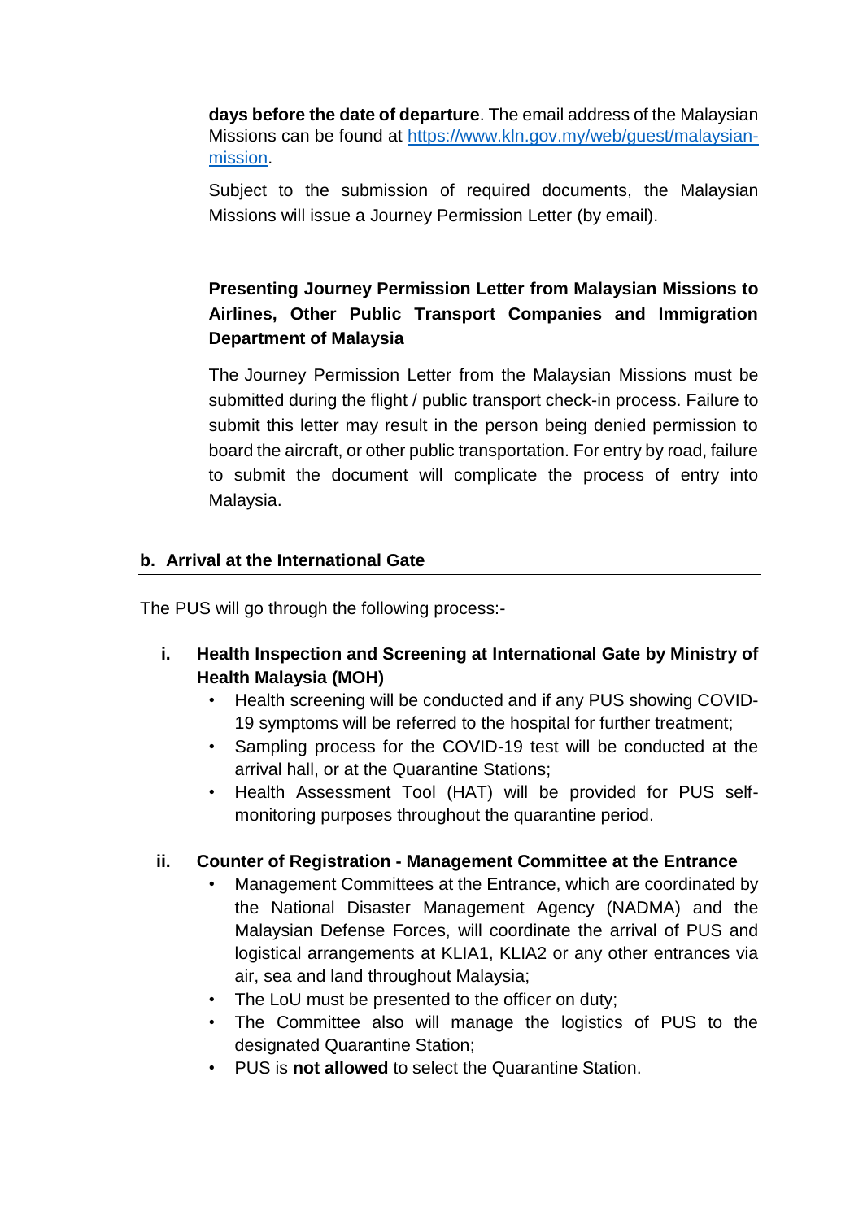**days before the date of departure**. The email address of the Malaysian Missions can be found at [https://www.kln.gov.my/web/guest/malaysian-mission](https://www.kln.gov.my/web/guest/malaysian-mission).

Subject to the submission of required documents, the Malaysian Missions will issue a Journey Permission Letter (by email).

**Presenting Journey Permission Letter from Malaysian Missions to Airlines, Other Public Transport Companies and Immigration Department of Malaysia**

The Journey Permission Letter from the Malaysian Missions must be submitted during the flight / public transport check-in process. Failure to submit this letter may result in the person being denied permission to board the aircraft, or other public transportation. For entry by road, failure to submit the document will complicate the process of entry into Malaysia.

### b. Arrival at the International Gate

The PUS will go through the following process:-

**i. Health Inspection and Screening at International Gate by Ministry of Health Malaysia (MOH)**

- Health screening will be conducted and if any PUS showing COVID-19 symptoms will be referred to the hospital for further treatment;
- Sampling process for the COVID-19 test will be conducted at the arrival hall, or at the Quarantine Stations;
- Health Assessment Tool (HAT) will be provided for PUS self-monitoring purposes throughout the quarantine period.

**ii. Counter of Registration - Management Committee at the Entrance**

- Management Committees at the Entrance, which are coordinated by the National Disaster Management Agency (NADMA) and the Malaysian Defense Forces, will coordinate the arrival of PUS and logistical arrangements at KLIA1, KLIA2 or any other entrances via air, sea and land throughout Malaysia;
- The LoU must be presented to the officer on duty;
- The Committee also will manage the logistics of PUS to the designated Quarantine Station;
- PUS is **not allowed** to select the Quarantine Station.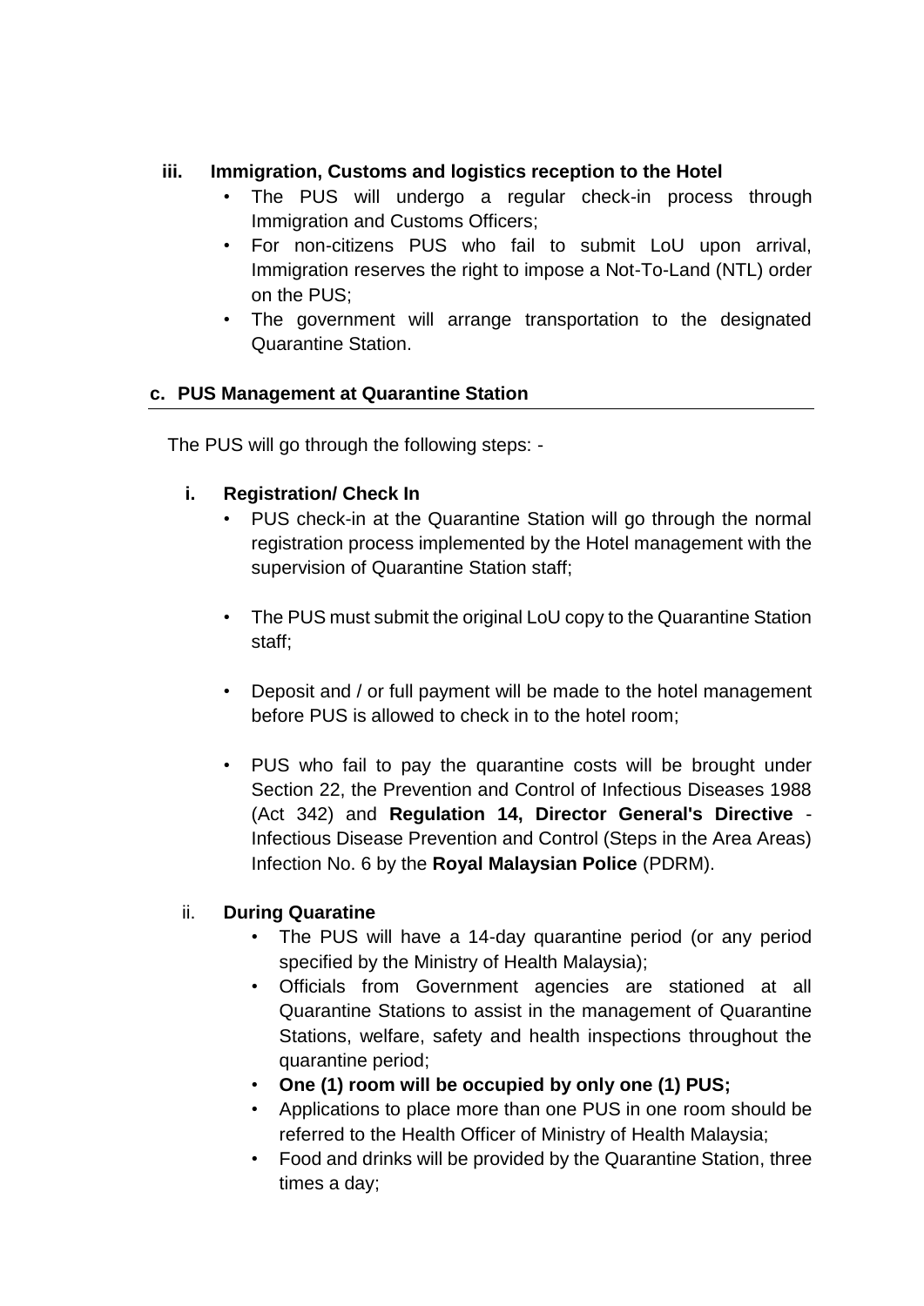**iii. Immigration, Customs and logistics reception to the Hotel**

- The PUS will undergo a regular check-in process through Immigration and Customs Officers;
- For non-citizens PUS who fail to submit LoU upon arrival, Immigration reserves the right to impose a Not-To-Land (NTL) order on the PUS;
- The government will arrange transportation to the designated Quarantine Station.

**c. PUS Management at Quarantine Station**

The PUS will go through the following steps: -

**i. Registration/ Check In**

- PUS check-in at the Quarantine Station will go through the normal registration process implemented by the Hotel management with the supervision of Quarantine Station staff;
- The PUS must submit the original LoU copy to the Quarantine Station staff;
- Deposit and / or full payment will be made to the hotel management before PUS is allowed to check in to the hotel room;
- PUS who fail to pay the quarantine costs will be brought under Section 22, the Prevention and Control of Infectious Diseases 1988 (Act 342) and **Regulation 14, Director General's Directive** - Infectious Disease Prevention and Control (Steps in the Area Areas) Infection No. 6 by the **Royal Malaysian Police** (PDRM).

ii. **During Quaratine**

- The PUS will have a 14-day quarantine period (or any period specified by the Ministry of Health Malaysia);
- Officials from Government agencies are stationed at all Quarantine Stations to assist in the management of Quarantine Stations, welfare, safety and health inspections throughout the quarantine period;
- **One (1) room will be occupied by only one (1) PUS;**
- Applications to place more than one PUS in one room should be referred to the Health Officer of Ministry of Health Malaysia;
- Food and drinks will be provided by the Quarantine Station, three times a day;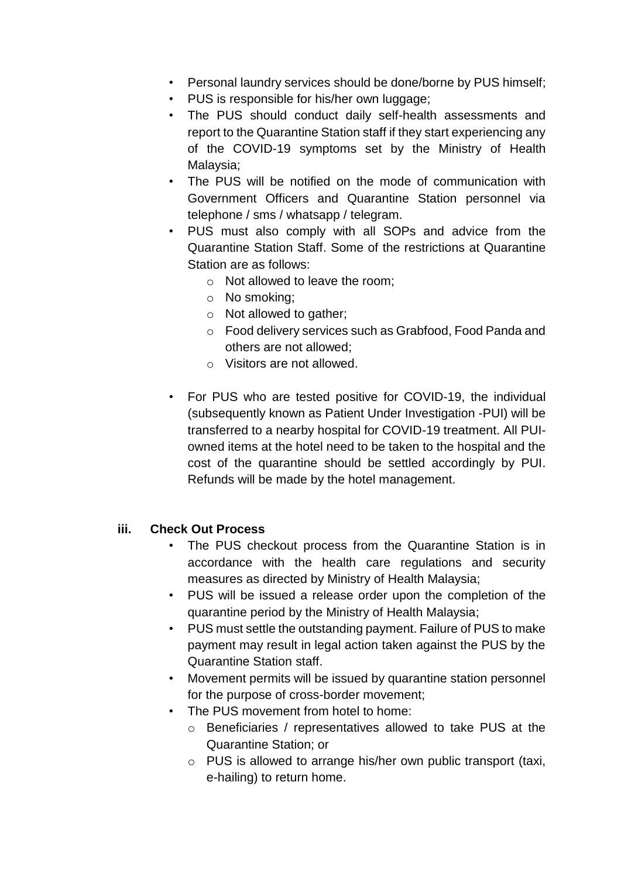- Personal laundry services should be done/borne by PUS himself;
- PUS is responsible for his/her own luggage;
- The PUS should conduct daily self-health assessments and report to the Quarantine Station staff if they start experiencing any of the COVID-19 symptoms set by the Ministry of Health Malaysia;
- The PUS will be notified on the mode of communication with Government Officers and Quarantine Station personnel via telephone / sms / whatsapp / telegram.
- PUS must also comply with all SOPs and advice from the Quarantine Station Staff. Some of the restrictions at Quarantine Station are as follows:
  - Not allowed to leave the room;
  - No smoking;
  - Not allowed to gather;
  - Food delivery services such as Grabfood, Food Panda and others are not allowed;
  - Visitors are not allowed.

- For PUS who are tested positive for COVID-19, the individual (subsequently known as Patient Under Investigation -PUI) will be transferred to a nearby hospital for COVID-19 treatment. All PUI-owned items at the hotel need to be taken to the hospital and the cost of the quarantine should be settled accordingly by PUI. Refunds will be made by the hotel management.

### iii. Check Out Process

- The PUS checkout process from the Quarantine Station is in accordance with the health care regulations and security measures as directed by Ministry of Health Malaysia;
- PUS will be issued a release order upon the completion of the quarantine period by the Ministry of Health Malaysia;
- PUS must settle the outstanding payment. Failure of PUS to make payment may result in legal action taken against the PUS by the Quarantine Station staff.
- Movement permits will be issued by quarantine station personnel for the purpose of cross-border movement;
- The PUS movement from hotel to home:
  - Beneficiaries / representatives allowed to take PUS at the Quarantine Station; or
  - PUS is allowed to arrange his/her own public transport (taxi, e-hailing) to return home.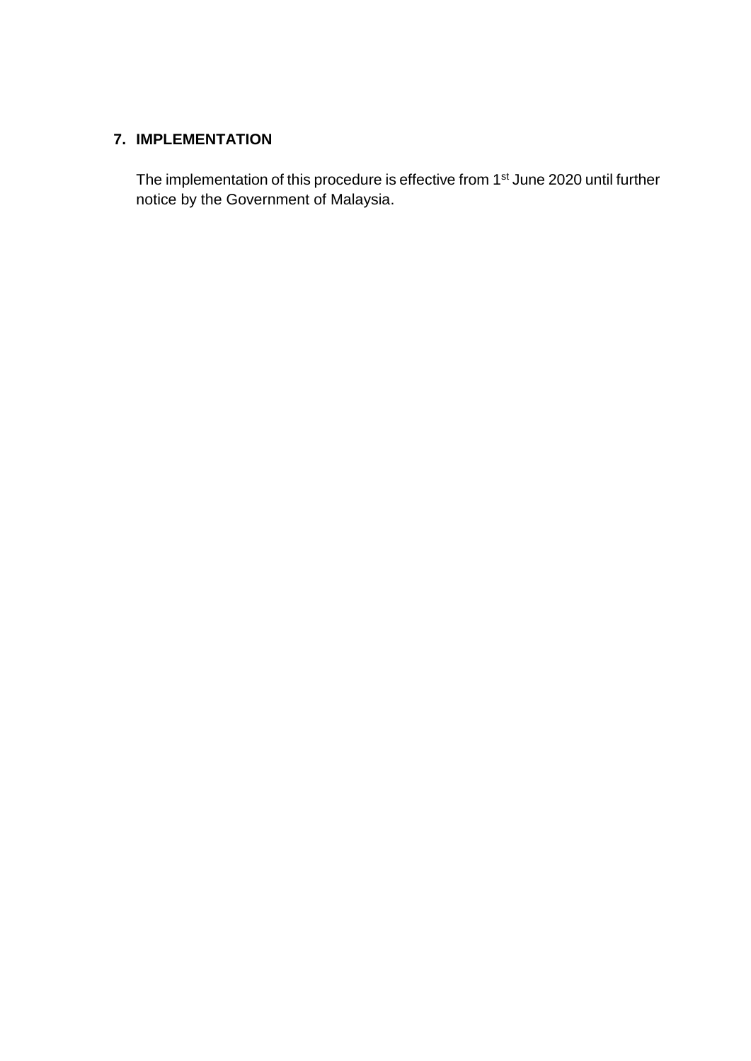## 7. IMPLEMENTATION

The implementation of this procedure is effective from 1st June 2020 until further notice by the Government of Malaysia.